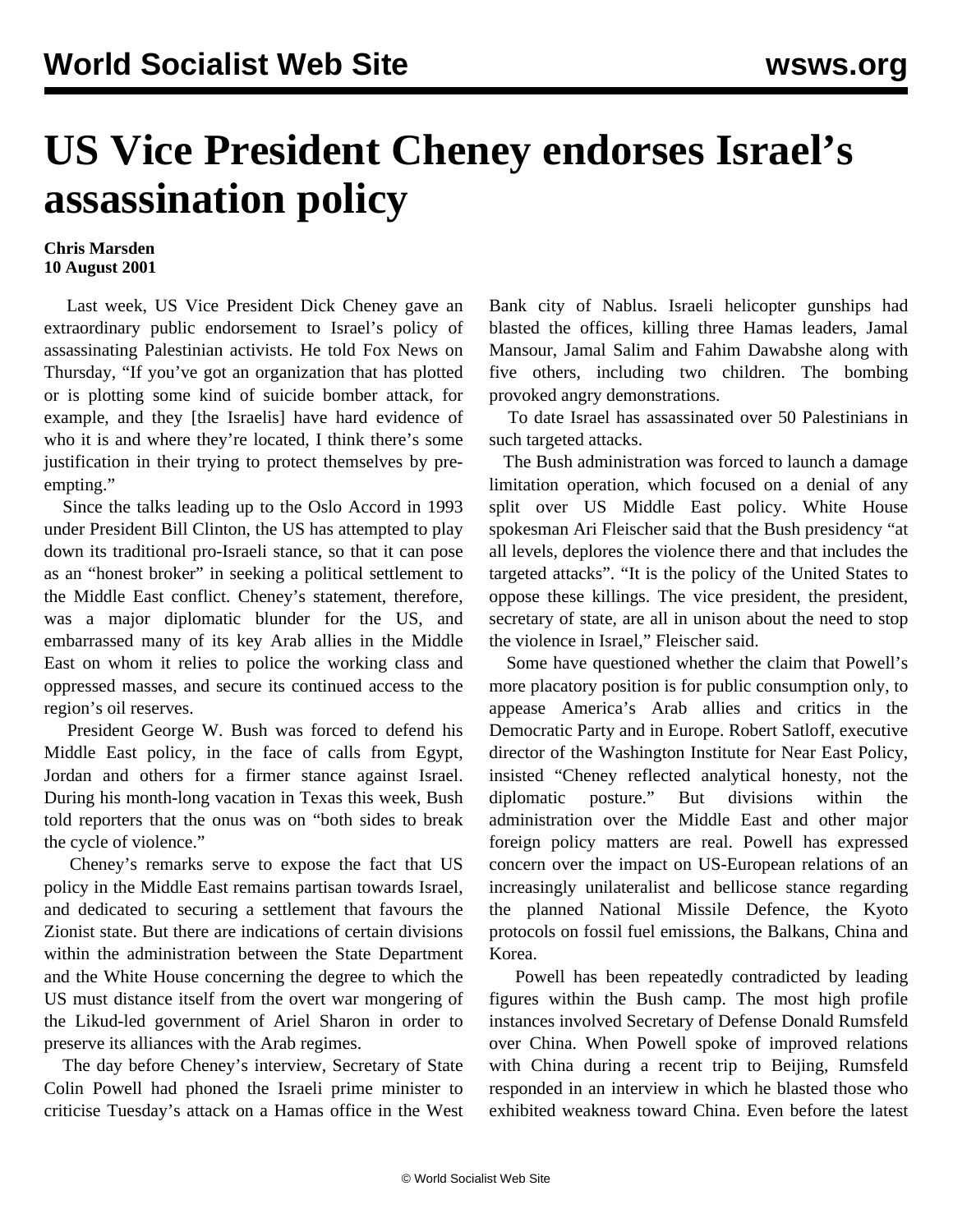# US Vice President Cheney endorses Israel's assassination policy

**Chris Marsden**
**10 August 2001**

Last week, US Vice President Dick Cheney gave an extraordinary public endorsement to Israel's policy of assassinating Palestinian activists. He told Fox News on Thursday, "If you've got an organization that has plotted or is plotting some kind of suicide bomber attack, for example, and they [the Israelis] have hard evidence of who it is and where they're located, I think there's some justification in their trying to protect themselves by pre-empting."

Since the talks leading up to the Oslo Accord in 1993 under President Bill Clinton, the US has attempted to play down its traditional pro-Israeli stance, so that it can pose as an "honest broker" in seeking a political settlement to the Middle East conflict. Cheney's statement, therefore, was a major diplomatic blunder for the US, and embarrassed many of its key Arab allies in the Middle East on whom it relies to police the working class and oppressed masses, and secure its continued access to the region's oil reserves.

President George W. Bush was forced to defend his Middle East policy, in the face of calls from Egypt, Jordan and others for a firmer stance against Israel. During his month-long vacation in Texas this week, Bush told reporters that the onus was on "both sides to break the cycle of violence."

Cheney's remarks serve to expose the fact that US policy in the Middle East remains partisan towards Israel, and dedicated to securing a settlement that favours the Zionist state. But there are indications of certain divisions within the administration between the State Department and the White House concerning the degree to which the US must distance itself from the overt war mongering of the Likud-led government of Ariel Sharon in order to preserve its alliances with the Arab regimes.

The day before Cheney's interview, Secretary of State Colin Powell had phoned the Israeli prime minister to criticise Tuesday's attack on a Hamas office in the West Bank city of Nablus. Israeli helicopter gunships had blasted the offices, killing three Hamas leaders, Jamal Mansour, Jamal Salim and Fahim Dawabshe along with five others, including two children. The bombing provoked angry demonstrations.

To date Israel has assassinated over 50 Palestinians in such targeted attacks.

The Bush administration was forced to launch a damage limitation operation, which focused on a denial of any split over US Middle East policy. White House spokesman Ari Fleischer said that the Bush presidency "at all levels, deplores the violence there and that includes the targeted attacks". "It is the policy of the United States to oppose these killings. The vice president, the president, secretary of state, are all in unison about the need to stop the violence in Israel," Fleischer said.

Some have questioned whether the claim that Powell's more placatory position is for public consumption only, to appease America's Arab allies and critics in the Democratic Party and in Europe. Robert Satloff, executive director of the Washington Institute for Near East Policy, insisted "Cheney reflected analytical honesty, not the diplomatic posture." But divisions within the administration over the Middle East and other major foreign policy matters are real. Powell has expressed concern over the impact on US-European relations of an increasingly unilateralist and bellicose stance regarding the planned National Missile Defence, the Kyoto protocols on fossil fuel emissions, the Balkans, China and Korea.

Powell has been repeatedly contradicted by leading figures within the Bush camp. The most high profile instances involved Secretary of Defense Donald Rumsfeld over China. When Powell spoke of improved relations with China during a recent trip to Beijing, Rumsfeld responded in an interview in which he blasted those who exhibited weakness toward China. Even before the latest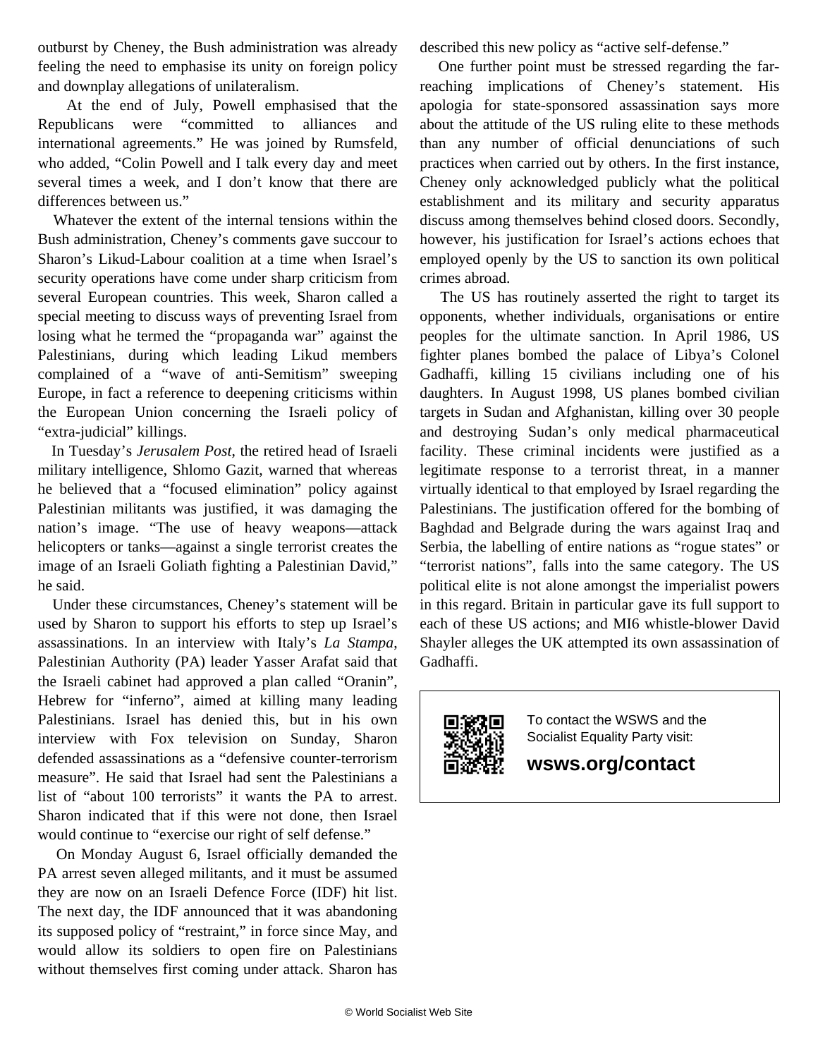outburst by Cheney, the Bush administration was already feeling the need to emphasise its unity on foreign policy and downplay allegations of unilateralism.

At the end of July, Powell emphasised that the Republicans were "committed to alliances and international agreements." He was joined by Rumsfeld, who added, "Colin Powell and I talk every day and meet several times a week, and I don't know that there are differences between us."

Whatever the extent of the internal tensions within the Bush administration, Cheney's comments gave succour to Sharon's Likud-Labour coalition at a time when Israel's security operations have come under sharp criticism from several European countries. This week, Sharon called a special meeting to discuss ways of preventing Israel from losing what he termed the "propaganda war" against the Palestinians, during which leading Likud members complained of a "wave of anti-Semitism" sweeping Europe, in fact a reference to deepening criticisms within the European Union concerning the Israeli policy of "extra-judicial" killings.

In Tuesday's *Jerusalem Post*, the retired head of Israeli military intelligence, Shlomo Gazit, warned that whereas he believed that a "focused elimination" policy against Palestinian militants was justified, it was damaging the nation's image. "The use of heavy weapons—attack helicopters or tanks—against a single terrorist creates the image of an Israeli Goliath fighting a Palestinian David," he said.

Under these circumstances, Cheney's statement will be used by Sharon to support his efforts to step up Israel's assassinations. In an interview with Italy's *La Stampa*, Palestinian Authority (PA) leader Yasser Arafat said that the Israeli cabinet had approved a plan called "Oranin", Hebrew for "inferno", aimed at killing many leading Palestinians. Israel has denied this, but in his own interview with Fox television on Sunday, Sharon defended assassinations as a "defensive counter-terrorism measure". He said that Israel had sent the Palestinians a list of "about 100 terrorists" it wants the PA to arrest. Sharon indicated that if this were not done, then Israel would continue to "exercise our right of self defense."

On Monday August 6, Israel officially demanded the PA arrest seven alleged militants, and it must be assumed they are now on an Israeli Defence Force (IDF) hit list. The next day, the IDF announced that it was abandoning its supposed policy of "restraint," in force since May, and would allow its soldiers to open fire on Palestinians without themselves first coming under attack. Sharon has described this new policy as "active self-defense."

One further point must be stressed regarding the far-reaching implications of Cheney's statement. His apologia for state-sponsored assassination says more about the attitude of the US ruling elite to these methods than any number of official denunciations of such practices when carried out by others. In the first instance, Cheney only acknowledged publicly what the political establishment and its military and security apparatus discuss among themselves behind closed doors. Secondly, however, his justification for Israel's actions echoes that employed openly by the US to sanction its own political crimes abroad.

The US has routinely asserted the right to target its opponents, whether individuals, organisations or entire peoples for the ultimate sanction. In April 1986, US fighter planes bombed the palace of Libya's Colonel Gadhaffi, killing 15 civilians including one of his daughters. In August 1998, US planes bombed civilian targets in Sudan and Afghanistan, killing over 30 people and destroying Sudan's only medical pharmaceutical facility. These criminal incidents were justified as a legitimate response to a terrorist threat, in a manner virtually identical to that employed by Israel regarding the Palestinians. The justification offered for the bombing of Baghdad and Belgrade during the wars against Iraq and Serbia, the labelling of entire nations as "rogue states" or "terrorist nations", falls into the same category. The US political elite is not alone amongst the imperialist powers in this regard. Britain in particular gave its full support to each of these US actions; and MI6 whistle-blower David Shayler alleges the UK attempted its own assassination of Gadhaffi.

To contact the WSWS and the Socialist Equality Party visit:

**wsws.org/contact**